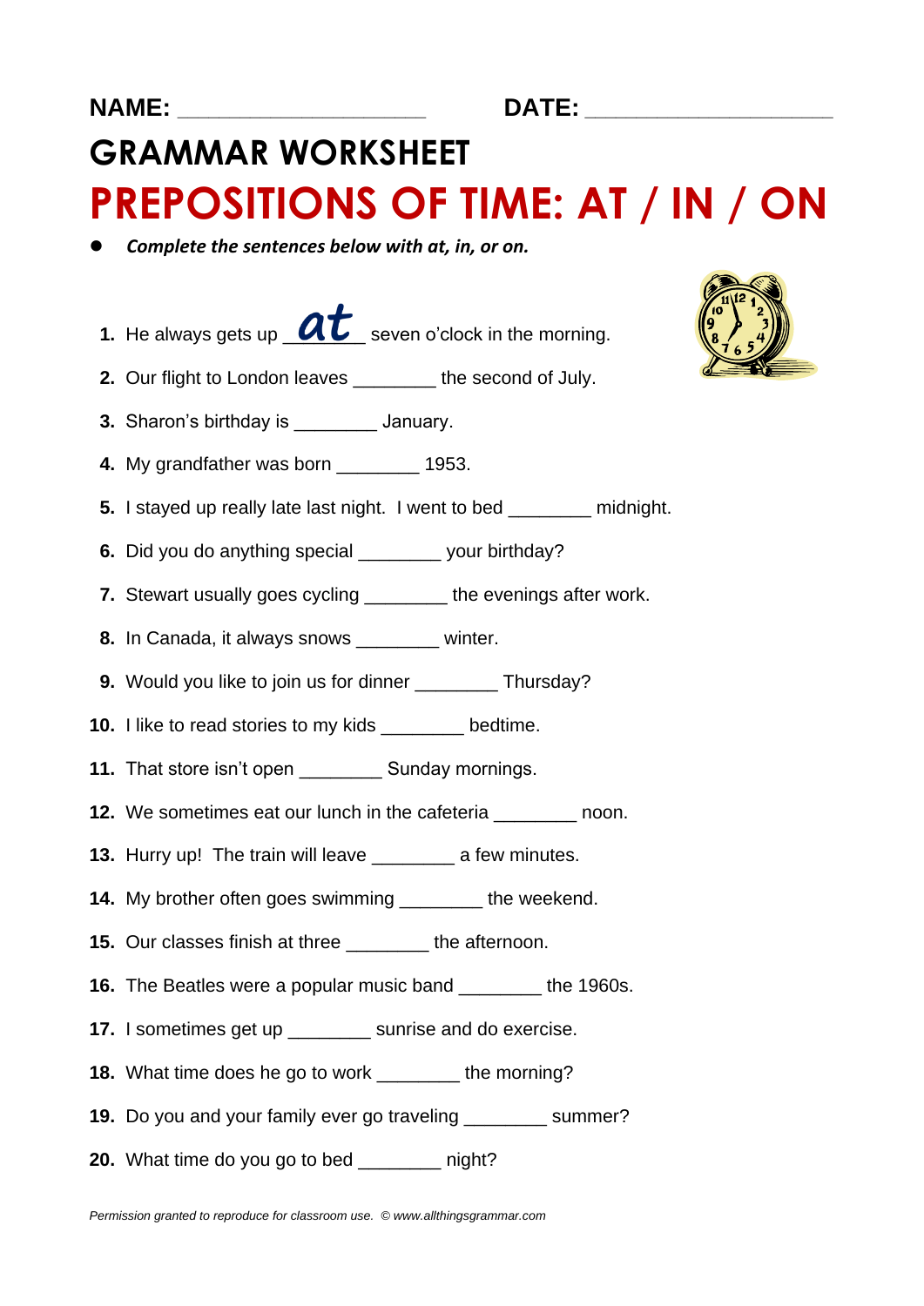**NAME:** ____________________ **DATE:** ____________________

# GRAMMAR WORKSHEET

# PREPOSITIONS OF TIME: AT / IN / ON

- ***Complete the sentences below with at, in, or on.***

1. He always gets up ___at___ seven o'clock in the morning.
2. Our flight to London leaves ________ the second of July.
3. Sharon's birthday is ________ January.
4. My grandfather was born ________ 1953.
5. I stayed up really late last night. I went to bed ________ midnight.
6. Did you do anything special ________ your birthday?
7. Stewart usually goes cycling ________ the evenings after work.
8. In Canada, it always snows ________ winter.
9. Would you like to join us for dinner ________ Thursday?
10. I like to read stories to my kids ________ bedtime.
11. That store isn't open ________ Sunday mornings.
12. We sometimes eat our lunch in the cafeteria ________ noon.
13. Hurry up! The train will leave ________ a few minutes.
14. My brother often goes swimming ________ the weekend.
15. Our classes finish at three ________ the afternoon.
16. The Beatles were a popular music band ________ the 1960s.
17. I sometimes get up ________ sunrise and do exercise.
18. What time does he go to work ________ the morning?
19. Do you and your family ever go traveling ________ summer?
20. What time do you go to bed ________ night?

*Permission granted to reproduce for classroom use. © www.allthingsgrammar.com*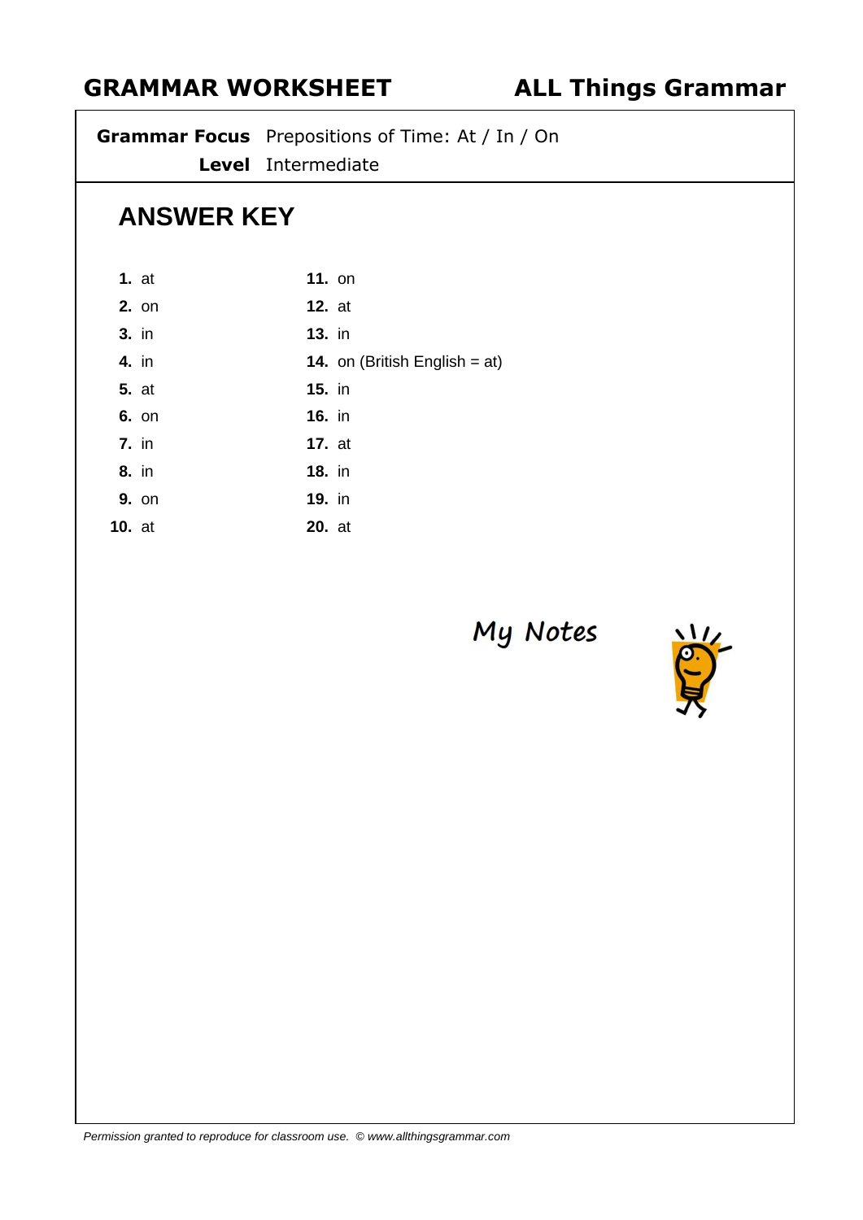**GRAMMAR WORKSHEET** **ALL Things Grammar**

**Grammar Focus** Prepositions of Time: At / In / On
**Level** Intermediate

## ANSWER KEY

**1.** at
**2.** on
**3.** in
**4.** in
**5.** at
**6.** on
**7.** in
**8.** in
**9.** on
**10.** at
**11.** on
**12.** at
**13.** in
**14.** on (British English = at)
**15.** in
**16.** in
**17.** at
**18.** in
**19.** in
**20.** at

My Notes

*Permission granted to reproduce for classroom use. © www.allthingsgrammar.com*